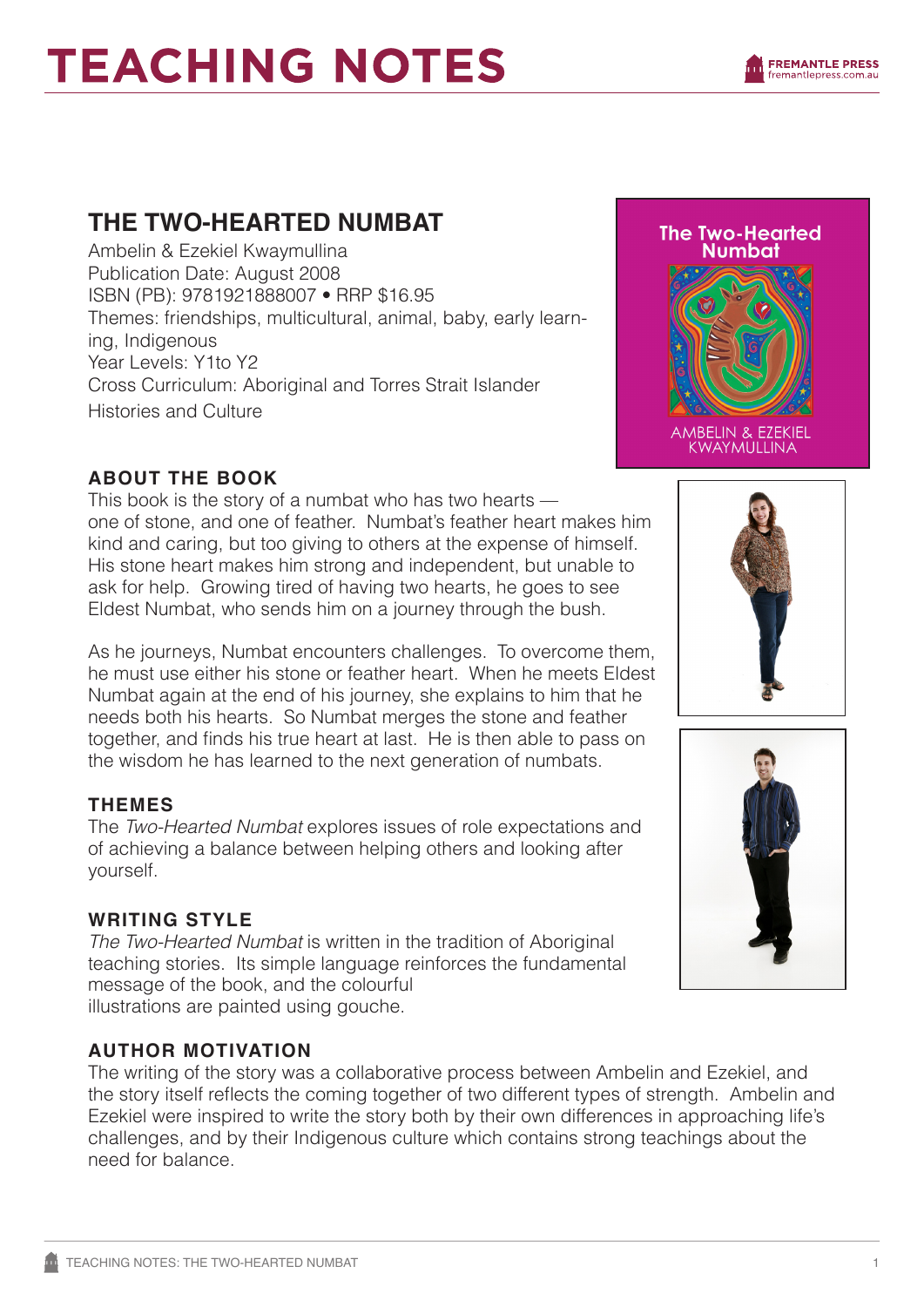# TEACHING NOTES

## THE TWO-HEARTED NUMBAT

Ambelin & Ezekiel Kwaymullina
Publication Date: August 2008
ISBN (PB): 9781921888007 • RRP $16.95
Themes: friendships, multicultural, animal, baby, early learning, Indigenous
Year Levels: Y1to Y2
Cross Curriculum: Aboriginal and Torres Strait Islander Histories and Culture

### ABOUT THE BOOK

This book is the story of a numbat who has two hearts — one of stone, and one of feather. Numbat's feather heart makes him kind and caring, but too giving to others at the expense of himself. His stone heart makes him strong and independent, but unable to ask for help. Growing tired of having two hearts, he goes to see Eldest Numbat, who sends him on a journey through the bush.

As he journeys, Numbat encounters challenges. To overcome them, he must use either his stone or feather heart. When he meets Eldest Numbat again at the end of his journey, she explains to him that he needs both his hearts. So Numbat merges the stone and feather together, and finds his true heart at last. He is then able to pass on the wisdom he has learned to the next generation of numbats.

### THEMES

The *Two-Hearted Numbat* explores issues of role expectations and of achieving a balance between helping others and looking after yourself.

### WRITING STYLE

*The Two-Hearted Numbat* is written in the tradition of Aboriginal teaching stories. Its simple language reinforces the fundamental message of the book, and the colourful illustrations are painted using gouche.

### AUTHOR MOTIVATION

The writing of the story was a collaborative process between Ambelin and Ezekiel, and the story itself reflects the coming together of two different types of strength. Ambelin and Ezekiel were inspired to write the story both by their own differences in approaching life's challenges, and by their Indigenous culture which contains strong teachings about the need for balance.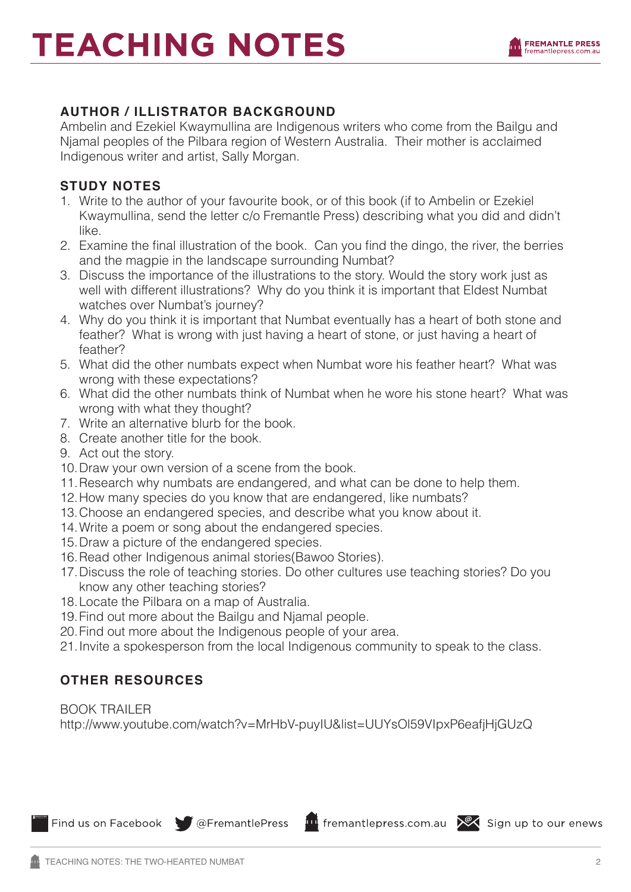## AUTHOR / ILLUSTRATOR BACKGROUND

Ambelin and Ezekiel Kwaymullina are Indigenous writers who come from the Bailgu and Njamal peoples of the Pilbara region of Western Australia. Their mother is acclaimed Indigenous writer and artist, Sally Morgan.

## STUDY NOTES

1. Write to the author of your favourite book, or of this book (if to Ambelin or Ezekiel Kwaymullina, send the letter c/o Fremantle Press) describing what you did and didn't like.
2. Examine the final illustration of the book. Can you find the dingo, the river, the berries and the magpie in the landscape surrounding Numbat?
3. Discuss the importance of the illustrations to the story. Would the story work just as well with different illustrations? Why do you think it is important that Eldest Numbat watches over Numbat's journey?
4. Why do you think it is important that Numbat eventually has a heart of both stone and feather? What is wrong with just having a heart of stone, or just having a heart of feather?
5. What did the other numbats expect when Numbat wore his feather heart? What was wrong with these expectations?
6. What did the other numbats think of Numbat when he wore his stone heart? What was wrong with what they thought?
7. Write an alternative blurb for the book.
8. Create another title for the book.
9. Act out the story.
10. Draw your own version of a scene from the book.
11. Research why numbats are endangered, and what can be done to help them.
12. How many species do you know that are endangered, like numbats?
13. Choose an endangered species, and describe what you know about it.
14. Write a poem or song about the endangered species.
15. Draw a picture of the endangered species.
16. Read other Indigenous animal stories(Bawoo Stories).
17. Discuss the role of teaching stories. Do other cultures use teaching stories? Do you know any other teaching stories?
18. Locate the Pilbara on a map of Australia.
19. Find out more about the Bailgu and Njamal people.
20. Find out more about the Indigenous people of your area.
21. Invite a spokesperson from the local Indigenous community to speak to the class.

## OTHER RESOURCES

BOOK TRAILER
http://www.youtube.com/watch?v=MrHbV-puyIU&list=UUYsOl59VIpxP6eafjHjGUzQ

Find us on Facebook @FremantlePress fremantlepress.com.au Sign up to our enews